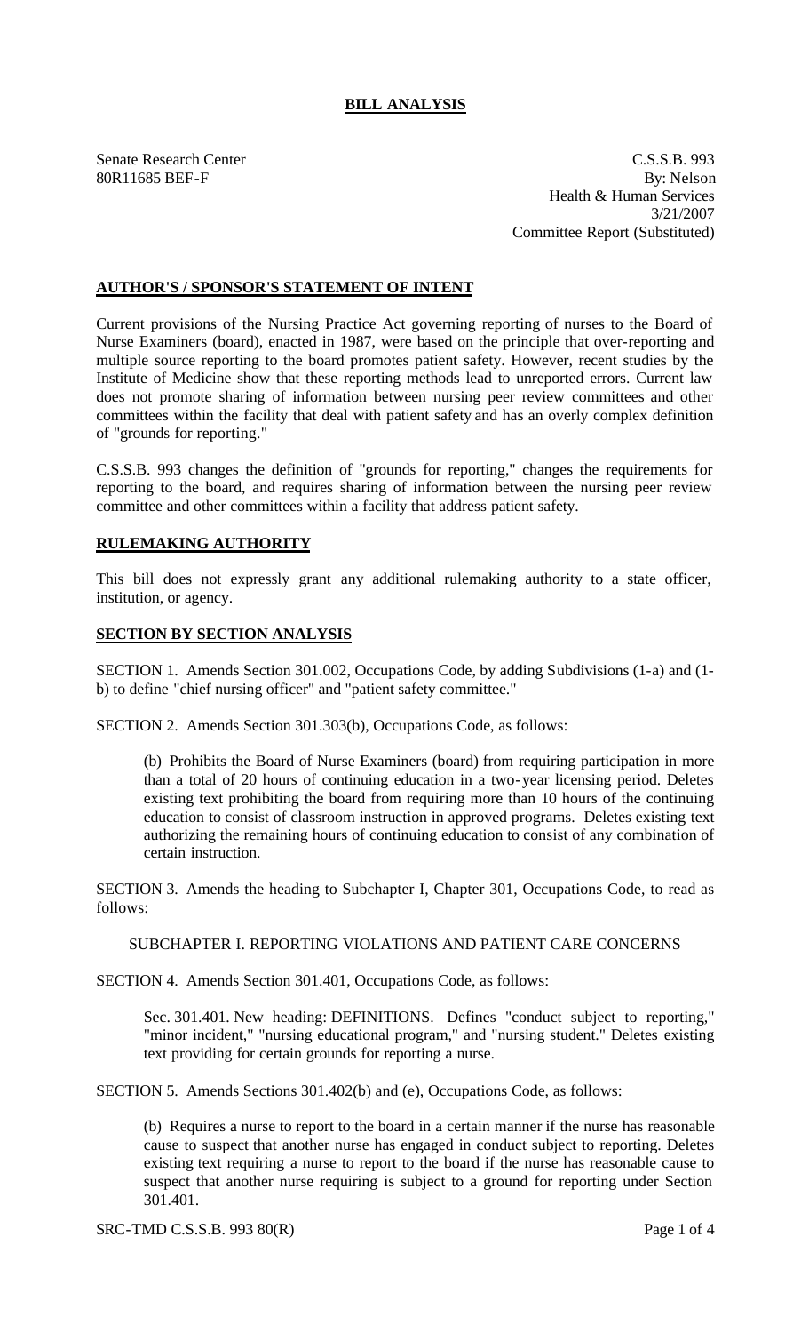# BILL ANALYSIS

Senate Research Center
80R11685 BEF-F

C.S.S.B. 993
By: Nelson
Health & Human Services
3/21/2007
Committee Report (Substituted)

## AUTHOR'S / SPONSOR'S STATEMENT OF INTENT

Current provisions of the Nursing Practice Act governing reporting of nurses to the Board of Nurse Examiners (board), enacted in 1987, were based on the principle that over-reporting and multiple source reporting to the board promotes patient safety. However, recent studies by the Institute of Medicine show that these reporting methods lead to unreported errors. Current law does not promote sharing of information between nursing peer review committees and other committees within the facility that deal with patient safety and has an overly complex definition of "grounds for reporting."

C.S.S.B. 993 changes the definition of "grounds for reporting," changes the requirements for reporting to the board, and requires sharing of information between the nursing peer review committee and other committees within a facility that address patient safety.

## RULEMAKING AUTHORITY

This bill does not expressly grant any additional rulemaking authority to a state officer, institution, or agency.

## SECTION BY SECTION ANALYSIS

SECTION 1. Amends Section 301.002, Occupations Code, by adding Subdivisions (1-a) and (1-b) to define "chief nursing officer" and "patient safety committee."

SECTION 2. Amends Section 301.303(b), Occupations Code, as follows:

(b) Prohibits the Board of Nurse Examiners (board) from requiring participation in more than a total of 20 hours of continuing education in a two-year licensing period. Deletes existing text prohibiting the board from requiring more than 10 hours of the continuing education to consist of classroom instruction in approved programs. Deletes existing text authorizing the remaining hours of continuing education to consist of any combination of certain instruction.

SECTION 3. Amends the heading to Subchapter I, Chapter 301, Occupations Code, to read as follows:

SUBCHAPTER I. REPORTING VIOLATIONS AND PATIENT CARE CONCERNS

SECTION 4. Amends Section 301.401, Occupations Code, as follows:

Sec. 301.401. New heading: DEFINITIONS. Defines "conduct subject to reporting," "minor incident," "nursing educational program," and "nursing student." Deletes existing text providing for certain grounds for reporting a nurse.

SECTION 5. Amends Sections 301.402(b) and (e), Occupations Code, as follows:

(b) Requires a nurse to report to the board in a certain manner if the nurse has reasonable cause to suspect that another nurse has engaged in conduct subject to reporting. Deletes existing text requiring a nurse to report to the board if the nurse has reasonable cause to suspect that another nurse requiring is subject to a ground for reporting under Section 301.401.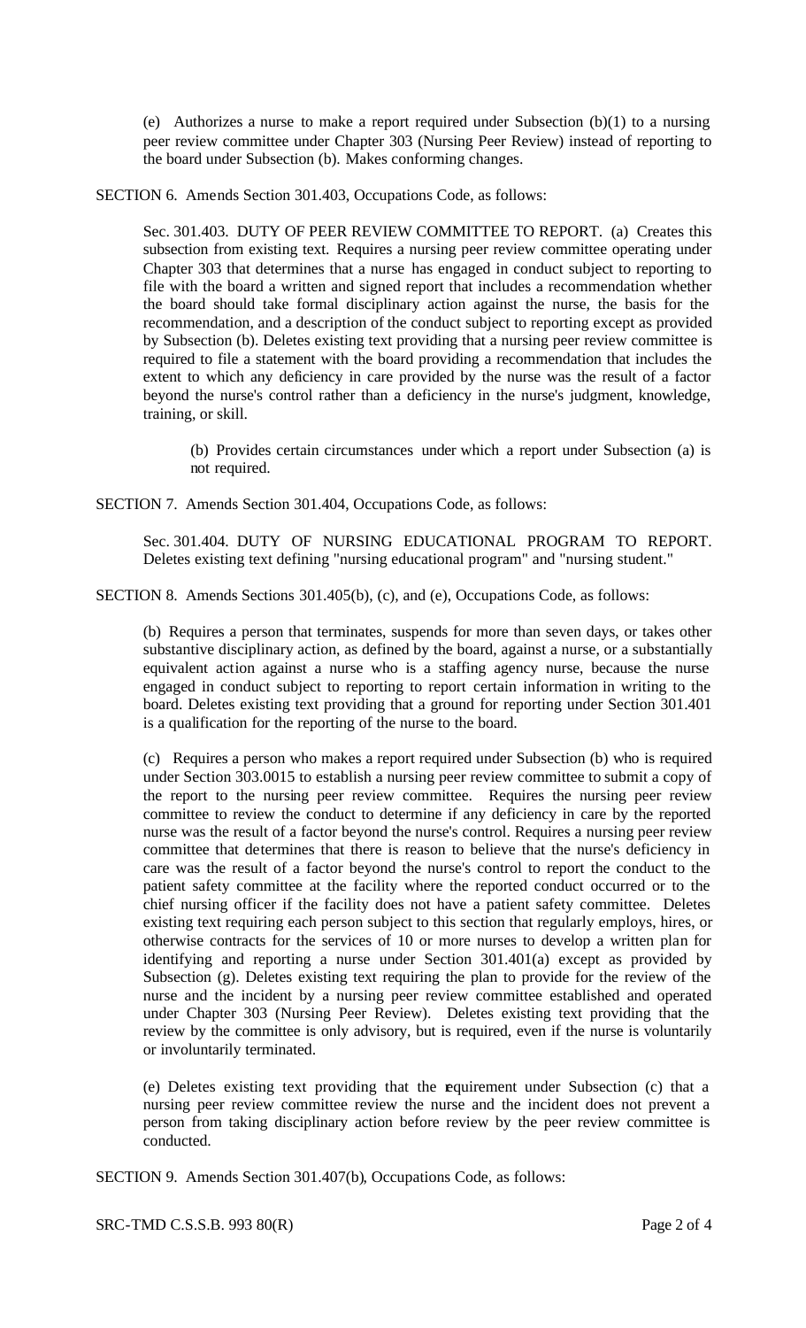(e) Authorizes a nurse to make a report required under Subsection (b)(1) to a nursing peer review committee under Chapter 303 (Nursing Peer Review) instead of reporting to the board under Subsection (b). Makes conforming changes.

SECTION 6. Amends Section 301.403, Occupations Code, as follows:

> Sec. 301.403. DUTY OF PEER REVIEW COMMITTEE TO REPORT. (a) Creates this subsection from existing text. Requires a nursing peer review committee operating under Chapter 303 that determines that a nurse has engaged in conduct subject to reporting to file with the board a written and signed report that includes a recommendation whether the board should take formal disciplinary action against the nurse, the basis for the recommendation, and a description of the conduct subject to reporting except as provided by Subsection (b). Deletes existing text providing that a nursing peer review committee is required to file a statement with the board providing a recommendation that includes the extent to which any deficiency in care provided by the nurse was the result of a factor beyond the nurse's control rather than a deficiency in the nurse's judgment, knowledge, training, or skill.
>
> > (b) Provides certain circumstances under which a report under Subsection (a) is not required.

SECTION 7. Amends Section 301.404, Occupations Code, as follows:

> Sec. 301.404. DUTY OF NURSING EDUCATIONAL PROGRAM TO REPORT. Deletes existing text defining "nursing educational program" and "nursing student."

SECTION 8. Amends Sections 301.405(b), (c), and (e), Occupations Code, as follows:

> (b) Requires a person that terminates, suspends for more than seven days, or takes other substantive disciplinary action, as defined by the board, against a nurse, or a substantially equivalent action against a nurse who is a staffing agency nurse, because the nurse engaged in conduct subject to reporting to report certain information in writing to the board. Deletes existing text providing that a ground for reporting under Section 301.401 is a qualification for the reporting of the nurse to the board.
>
> (c) Requires a person who makes a report required under Subsection (b) who is required under Section 303.0015 to establish a nursing peer review committee to submit a copy of the report to the nursing peer review committee. Requires the nursing peer review committee to review the conduct to determine if any deficiency in care by the reported nurse was the result of a factor beyond the nurse's control. Requires a nursing peer review committee that determines that there is reason to believe that the nurse's deficiency in care was the result of a factor beyond the nurse's control to report the conduct to the patient safety committee at the facility where the reported conduct occurred or to the chief nursing officer if the facility does not have a patient safety committee. Deletes existing text requiring each person subject to this section that regularly employs, hires, or otherwise contracts for the services of 10 or more nurses to develop a written plan for identifying and reporting a nurse under Section 301.401(a) except as provided by Subsection (g). Deletes existing text requiring the plan to provide for the review of the nurse and the incident by a nursing peer review committee established and operated under Chapter 303 (Nursing Peer Review). Deletes existing text providing that the review by the committee is only advisory, but is required, even if the nurse is voluntarily or involuntarily terminated.
>
> (e) Deletes existing text providing that the requirement under Subsection (c) that a nursing peer review committee review the nurse and the incident does not prevent a person from taking disciplinary action before review by the peer review committee is conducted.

SECTION 9. Amends Section 301.407(b), Occupations Code, as follows: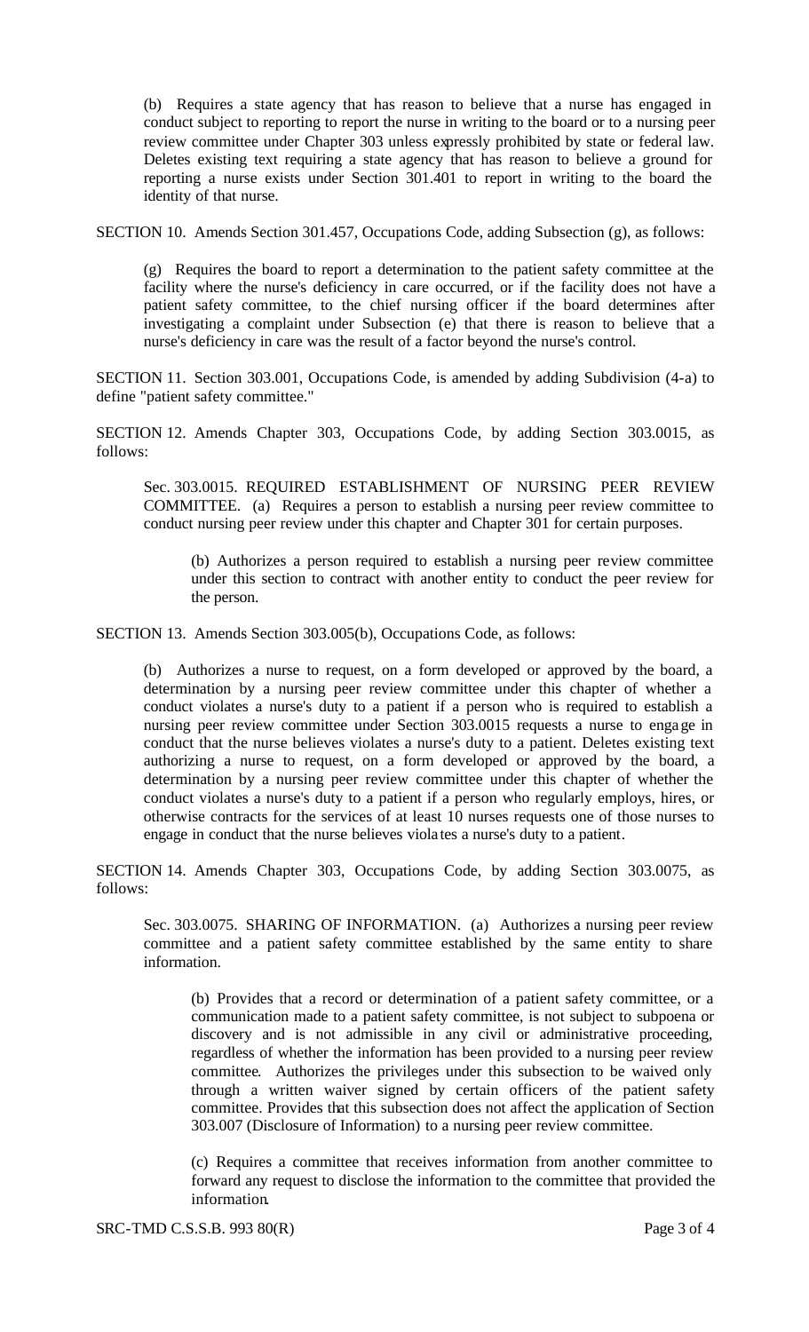(b) Requires a state agency that has reason to believe that a nurse has engaged in conduct subject to reporting to report the nurse in writing to the board or to a nursing peer review committee under Chapter 303 unless expressly prohibited by state or federal law. Deletes existing text requiring a state agency that has reason to believe a ground for reporting a nurse exists under Section 301.401 to report in writing to the board the identity of that nurse.

SECTION 10. Amends Section 301.457, Occupations Code, adding Subsection (g), as follows:

(g) Requires the board to report a determination to the patient safety committee at the facility where the nurse's deficiency in care occurred, or if the facility does not have a patient safety committee, to the chief nursing officer if the board determines after investigating a complaint under Subsection (e) that there is reason to believe that a nurse's deficiency in care was the result of a factor beyond the nurse's control.

SECTION 11. Section 303.001, Occupations Code, is amended by adding Subdivision (4-a) to define "patient safety committee."

SECTION 12. Amends Chapter 303, Occupations Code, by adding Section 303.0015, as follows:

Sec. 303.0015. REQUIRED ESTABLISHMENT OF NURSING PEER REVIEW COMMITTEE. (a) Requires a person to establish a nursing peer review committee to conduct nursing peer review under this chapter and Chapter 301 for certain purposes.

(b) Authorizes a person required to establish a nursing peer review committee under this section to contract with another entity to conduct the peer review for the person.

SECTION 13. Amends Section 303.005(b), Occupations Code, as follows:

(b) Authorizes a nurse to request, on a form developed or approved by the board, a determination by a nursing peer review committee under this chapter of whether a conduct violates a nurse's duty to a patient if a person who is required to establish a nursing peer review committee under Section 303.0015 requests a nurse to engage in conduct that the nurse believes violates a nurse's duty to a patient. Deletes existing text authorizing a nurse to request, on a form developed or approved by the board, a determination by a nursing peer review committee under this chapter of whether the conduct violates a nurse's duty to a patient if a person who regularly employs, hires, or otherwise contracts for the services of at least 10 nurses requests one of those nurses to engage in conduct that the nurse believes violates a nurse's duty to a patient.

SECTION 14. Amends Chapter 303, Occupations Code, by adding Section 303.0075, as follows:

Sec. 303.0075. SHARING OF INFORMATION. (a) Authorizes a nursing peer review committee and a patient safety committee established by the same entity to share information.

(b) Provides that a record or determination of a patient safety committee, or a communication made to a patient safety committee, is not subject to subpoena or discovery and is not admissible in any civil or administrative proceeding, regardless of whether the information has been provided to a nursing peer review committee. Authorizes the privileges under this subsection to be waived only through a written waiver signed by certain officers of the patient safety committee. Provides that this subsection does not affect the application of Section 303.007 (Disclosure of Information) to a nursing peer review committee.

(c) Requires a committee that receives information from another committee to forward any request to disclose the information to the committee that provided the information.

SRC-TMD C.S.S.B. 993 80(R)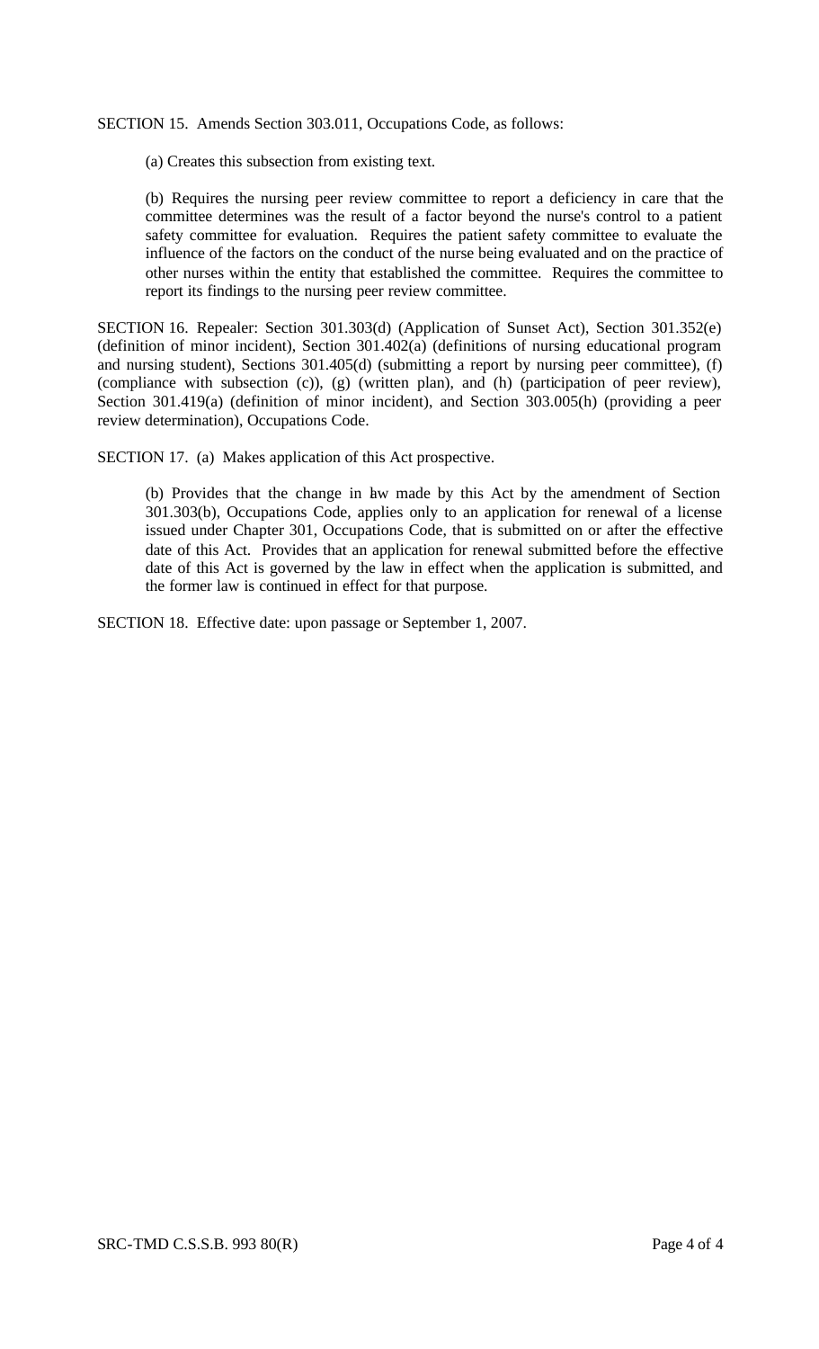SECTION 15. Amends Section 303.011, Occupations Code, as follows:

(a) Creates this subsection from existing text.

(b) Requires the nursing peer review committee to report a deficiency in care that the committee determines was the result of a factor beyond the nurse's control to a patient safety committee for evaluation. Requires the patient safety committee to evaluate the influence of the factors on the conduct of the nurse being evaluated and on the practice of other nurses within the entity that established the committee. Requires the committee to report its findings to the nursing peer review committee.

SECTION 16. Repealer: Section 301.303(d) (Application of Sunset Act), Section 301.352(e) (definition of minor incident), Section 301.402(a) (definitions of nursing educational program and nursing student), Sections 301.405(d) (submitting a report by nursing peer committee), (f) (compliance with subsection (c)), (g) (written plan), and (h) (participation of peer review), Section 301.419(a) (definition of minor incident), and Section 303.005(h) (providing a peer review determination), Occupations Code.

SECTION 17. (a) Makes application of this Act prospective.

(b) Provides that the change in law made by this Act by the amendment of Section 301.303(b), Occupations Code, applies only to an application for renewal of a license issued under Chapter 301, Occupations Code, that is submitted on or after the effective date of this Act. Provides that an application for renewal submitted before the effective date of this Act is governed by the law in effect when the application is submitted, and the former law is continued in effect for that purpose.

SECTION 18. Effective date: upon passage or September 1, 2007.

SRC-TMD C.S.S.B. 993 80(R)